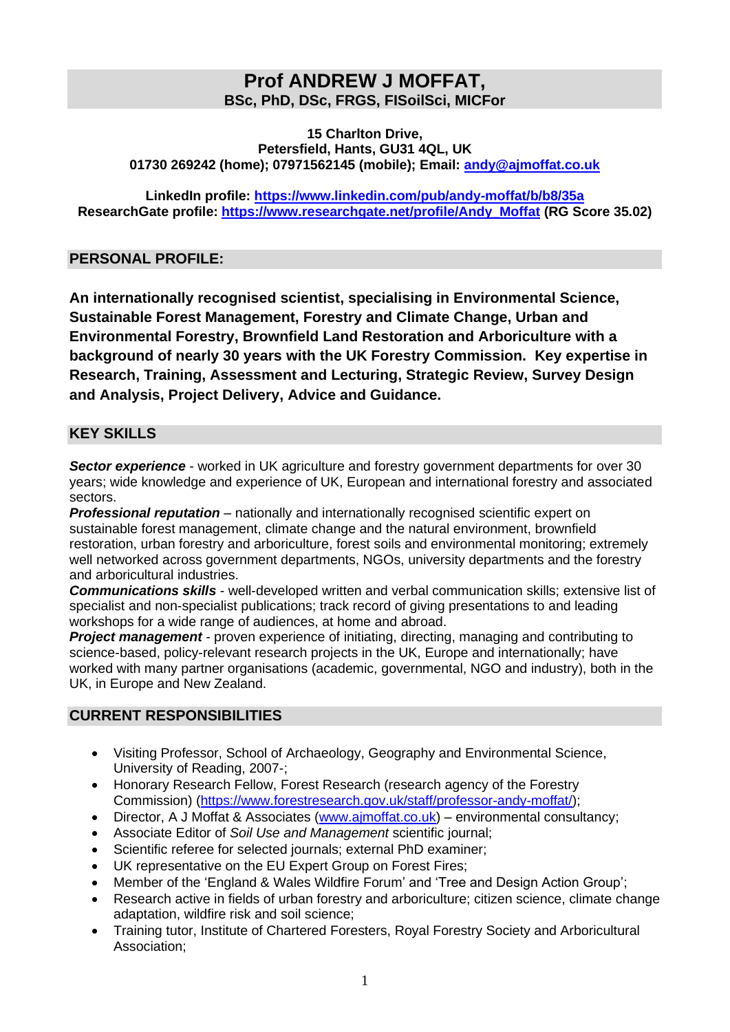# Prof ANDREW J MOFFAT,
**BSc, PhD, DSc, FRGS, FISoilSci, MICFor**

**15 Charlton Drive,**
**Petersfield, Hants, GU31 4QL, UK**
**01730 269242 (home); 07971562145 (mobile); Email: [andy@ajmoffat.co.uk](mailto:andy@ajmoffat.co.uk)**

**LinkedIn profile: [https://www.linkedin.com/pub/andy-moffat/b/b8/35a](https://www.linkedin.com/pub/andy-moffat/b/b8/35a)**
**ResearchGate profile: [https://www.researchgate.net/profile/Andy_Moffat](https://www.researchgate.net/profile/Andy_Moffat) (RG Score 35.02)**

## PERSONAL PROFILE:

**An internationally recognised scientist, specialising in Environmental Science, Sustainable Forest Management, Forestry and Climate Change, Urban and Environmental Forestry, Brownfield Land Restoration and Arboriculture with a background of nearly 30 years with the UK Forestry Commission. Key expertise in Research, Training, Assessment and Lecturing, Strategic Review, Survey Design and Analysis, Project Delivery, Advice and Guidance.**

## KEY SKILLS

***Sector experience*** - worked in UK agriculture and forestry government departments for over 30 years; wide knowledge and experience of UK, European and international forestry and associated sectors.
***Professional reputation*** – nationally and internationally recognised scientific expert on sustainable forest management, climate change and the natural environment, brownfield restoration, urban forestry and arboriculture, forest soils and environmental monitoring; extremely well networked across government departments, NGOs, university departments and the forestry and arboricultural industries.
***Communications skills*** - well-developed written and verbal communication skills; extensive list of specialist and non-specialist publications; track record of giving presentations to and leading workshops for a wide range of audiences, at home and abroad.
***Project management*** - proven experience of initiating, directing, managing and contributing to science-based, policy-relevant research projects in the UK, Europe and internationally; have worked with many partner organisations (academic, governmental, NGO and industry), both in the UK, in Europe and New Zealand.

## CURRENT RESPONSIBILITIES

- Visiting Professor, School of Archaeology, Geography and Environmental Science, University of Reading, 2007-;
- Honorary Research Fellow, Forest Research (research agency of the Forestry Commission) ([https://www.forestresearch.gov.uk/staff/professor-andy-moffat/](https://www.forestresearch.gov.uk/staff/professor-andy-moffat/));
- Director, A J Moffat & Associates ([www.ajmoffat.co.uk](http://www.ajmoffat.co.uk)) – environmental consultancy;
- Associate Editor of *Soil Use and Management* scientific journal;
- Scientific referee for selected journals; external PhD examiner;
- UK representative on the EU Expert Group on Forest Fires;
- Member of the 'England & Wales Wildfire Forum' and 'Tree and Design Action Group';
- Research active in fields of urban forestry and arboriculture; citizen science, climate change adaptation, wildfire risk and soil science;
- Training tutor, Institute of Chartered Foresters, Royal Forestry Society and Arboricultural Association;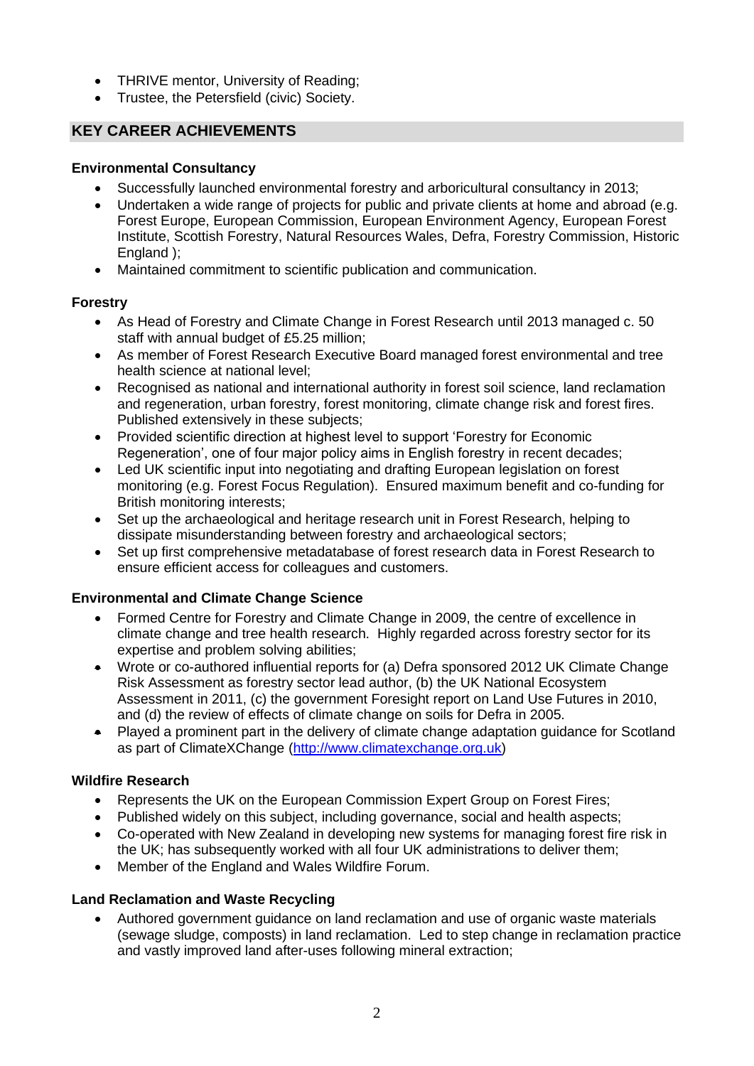- THRIVE mentor, University of Reading;
- Trustee, the Petersfield (civic) Society.

## KEY CAREER ACHIEVEMENTS

### Environmental Consultancy

- Successfully launched environmental forestry and arboricultural consultancy in 2013;
- Undertaken a wide range of projects for public and private clients at home and abroad (e.g. Forest Europe, European Commission, European Environment Agency, European Forest Institute, Scottish Forestry, Natural Resources Wales, Defra, Forestry Commission, Historic England );
- Maintained commitment to scientific publication and communication.

### Forestry

- As Head of Forestry and Climate Change in Forest Research until 2013 managed c. 50 staff with annual budget of £5.25 million;
- As member of Forest Research Executive Board managed forest environmental and tree health science at national level;
- Recognised as national and international authority in forest soil science, land reclamation and regeneration, urban forestry, forest monitoring, climate change risk and forest fires. Published extensively in these subjects;
- Provided scientific direction at highest level to support 'Forestry for Economic Regeneration', one of four major policy aims in English forestry in recent decades;
- Led UK scientific input into negotiating and drafting European legislation on forest monitoring (e.g. Forest Focus Regulation). Ensured maximum benefit and co-funding for British monitoring interests;
- Set up the archaeological and heritage research unit in Forest Research, helping to dissipate misunderstanding between forestry and archaeological sectors;
- Set up first comprehensive metadatabase of forest research data in Forest Research to ensure efficient access for colleagues and customers.

### Environmental and Climate Change Science

- Formed Centre for Forestry and Climate Change in 2009, the centre of excellence in climate change and tree health research. Highly regarded across forestry sector for its expertise and problem solving abilities;
- Wrote or co-authored influential reports for (a) Defra sponsored 2012 UK Climate Change Risk Assessment as forestry sector lead author, (b) the UK National Ecosystem Assessment in 2011, (c) the government Foresight report on Land Use Futures in 2010, and (d) the review of effects of climate change on soils for Defra in 2005.
- Played a prominent part in the delivery of climate change adaptation guidance for Scotland as part of ClimateXChange (http://www.climatexchange.org.uk)

### Wildfire Research

- Represents the UK on the European Commission Expert Group on Forest Fires;
- Published widely on this subject, including governance, social and health aspects;
- Co-operated with New Zealand in developing new systems for managing forest fire risk in the UK; has subsequently worked with all four UK administrations to deliver them;
- Member of the England and Wales Wildfire Forum.

### Land Reclamation and Waste Recycling

- Authored government guidance on land reclamation and use of organic waste materials (sewage sludge, composts) in land reclamation. Led to step change in reclamation practice and vastly improved land after-uses following mineral extraction;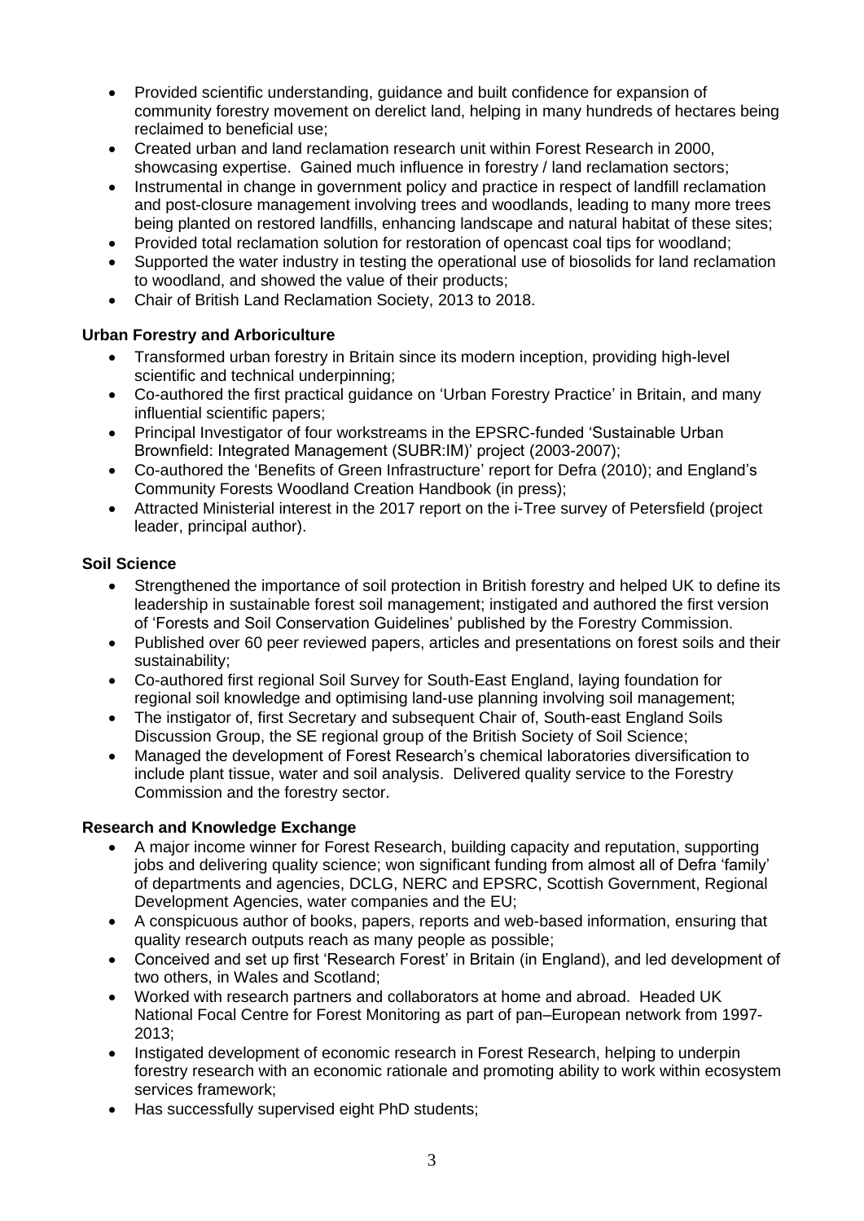- Provided scientific understanding, guidance and built confidence for expansion of community forestry movement on derelict land, helping in many hundreds of hectares being reclaimed to beneficial use;
- Created urban and land reclamation research unit within Forest Research in 2000, showcasing expertise. Gained much influence in forestry / land reclamation sectors;
- Instrumental in change in government policy and practice in respect of landfill reclamation and post-closure management involving trees and woodlands, leading to many more trees being planted on restored landfills, enhancing landscape and natural habitat of these sites;
- Provided total reclamation solution for restoration of opencast coal tips for woodland;
- Supported the water industry in testing the operational use of biosolids for land reclamation to woodland, and showed the value of their products;
- Chair of British Land Reclamation Society, 2013 to 2018.

**Urban Forestry and Arboriculture**

- Transformed urban forestry in Britain since its modern inception, providing high-level scientific and technical underpinning;
- Co-authored the first practical guidance on 'Urban Forestry Practice' in Britain, and many influential scientific papers;
- Principal Investigator of four workstreams in the EPSRC-funded 'Sustainable Urban Brownfield: Integrated Management (SUBR:IM)' project (2003-2007);
- Co-authored the 'Benefits of Green Infrastructure' report for Defra (2010); and England's Community Forests Woodland Creation Handbook (in press);
- Attracted Ministerial interest in the 2017 report on the i-Tree survey of Petersfield (project leader, principal author).

**Soil Science**

- Strengthened the importance of soil protection in British forestry and helped UK to define its leadership in sustainable forest soil management; instigated and authored the first version of 'Forests and Soil Conservation Guidelines' published by the Forestry Commission.
- Published over 60 peer reviewed papers, articles and presentations on forest soils and their sustainability;
- Co-authored first regional Soil Survey for South-East England, laying foundation for regional soil knowledge and optimising land-use planning involving soil management;
- The instigator of, first Secretary and subsequent Chair of, South-east England Soils Discussion Group, the SE regional group of the British Society of Soil Science;
- Managed the development of Forest Research's chemical laboratories diversification to include plant tissue, water and soil analysis. Delivered quality service to the Forestry Commission and the forestry sector.

**Research and Knowledge Exchange**

- A major income winner for Forest Research, building capacity and reputation, supporting jobs and delivering quality science; won significant funding from almost all of Defra 'family' of departments and agencies, DCLG, NERC and EPSRC, Scottish Government, Regional Development Agencies, water companies and the EU;
- A conspicuous author of books, papers, reports and web-based information, ensuring that quality research outputs reach as many people as possible;
- Conceived and set up first 'Research Forest' in Britain (in England), and led development of two others, in Wales and Scotland;
- Worked with research partners and collaborators at home and abroad. Headed UK National Focal Centre for Forest Monitoring as part of pan–European network from 1997-2013;
- Instigated development of economic research in Forest Research, helping to underpin forestry research with an economic rationale and promoting ability to work within ecosystem services framework;
- Has successfully supervised eight PhD students;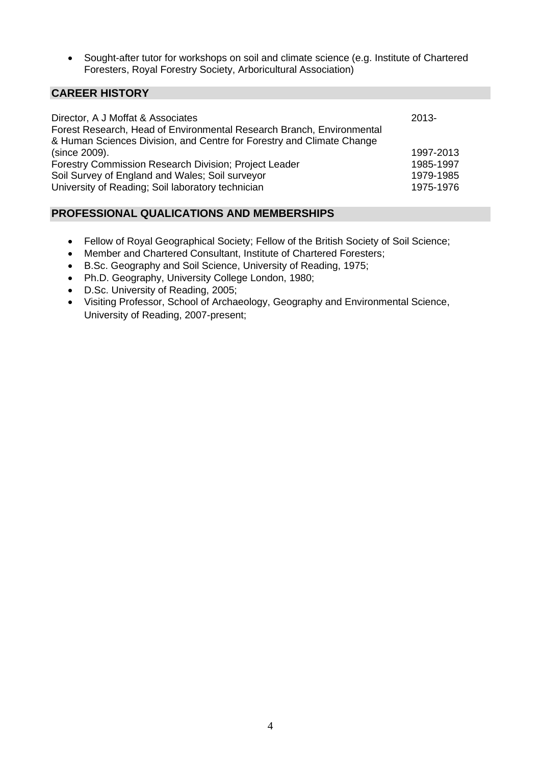- Sought-after tutor for workshops on soil and climate science (e.g. Institute of Chartered Foresters, Royal Forestry Society, Arboricultural Association)

## CAREER HISTORY

| | |
|---|---|
| Director, A J Moffat & Associates | 2013- |
| Forest Research, Head of Environmental Research Branch, Environmental & Human Sciences Division, and Centre for Forestry and Climate Change (since 2009). | 1997-2013 |
| Forestry Commission Research Division; Project Leader | 1985-1997 |
| Soil Survey of England and Wales; Soil surveyor | 1979-1985 |
| University of Reading; Soil laboratory technician | 1975-1976 |

## PROFESSIONAL QUALICATIONS AND MEMBERSHIPS

- Fellow of Royal Geographical Society; Fellow of the British Society of Soil Science;
- Member and Chartered Consultant, Institute of Chartered Foresters;
- B.Sc. Geography and Soil Science, University of Reading, 1975;
- Ph.D. Geography, University College London, 1980;
- D.Sc. University of Reading, 2005;
- Visiting Professor, School of Archaeology, Geography and Environmental Science, University of Reading, 2007-present;